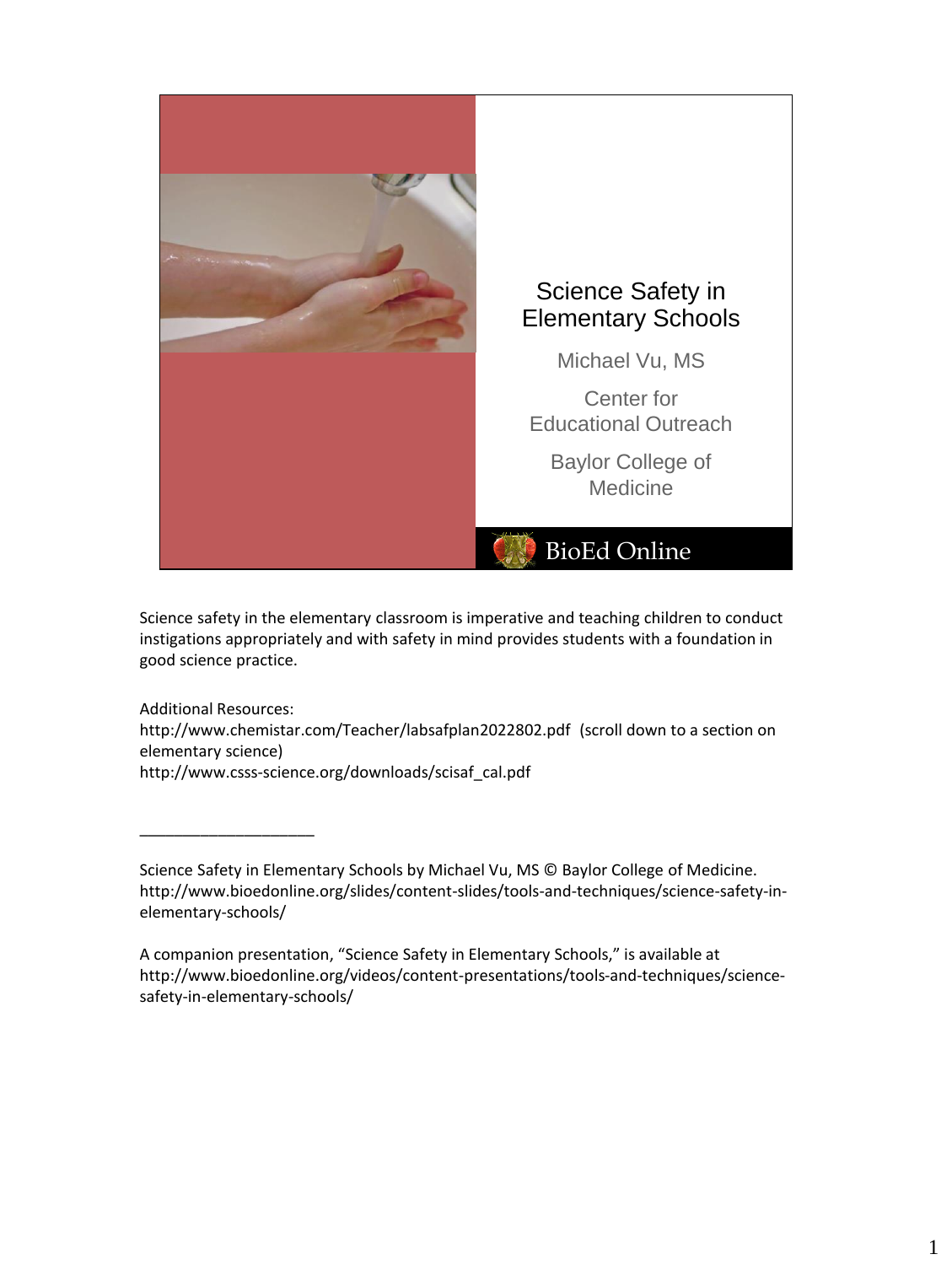# Science Safety in Elementary Schools

Michael Vu, MS

Center for Educational Outreach

Baylor College of Medicine

BioEd Online

Science safety in the elementary classroom is imperative and teaching children to conduct instigations appropriately and with safety in mind provides students with a foundation in good science practice.

Additional Resources:
http://www.chemistar.com/Teacher/labsafplan2022802.pdf (scroll down to a section on elementary science)
http://www.csss-science.org/downloads/scisaf_cal.pdf

___

Science Safety in Elementary Schools by Michael Vu, MS © Baylor College of Medicine.
http://www.bioedonline.org/slides/content-slides/tools-and-techniques/science-safety-in-elementary-schools/

A companion presentation, "Science Safety in Elementary Schools," is available at http://www.bioedonline.org/videos/content-presentations/tools-and-techniques/science-safety-in-elementary-schools/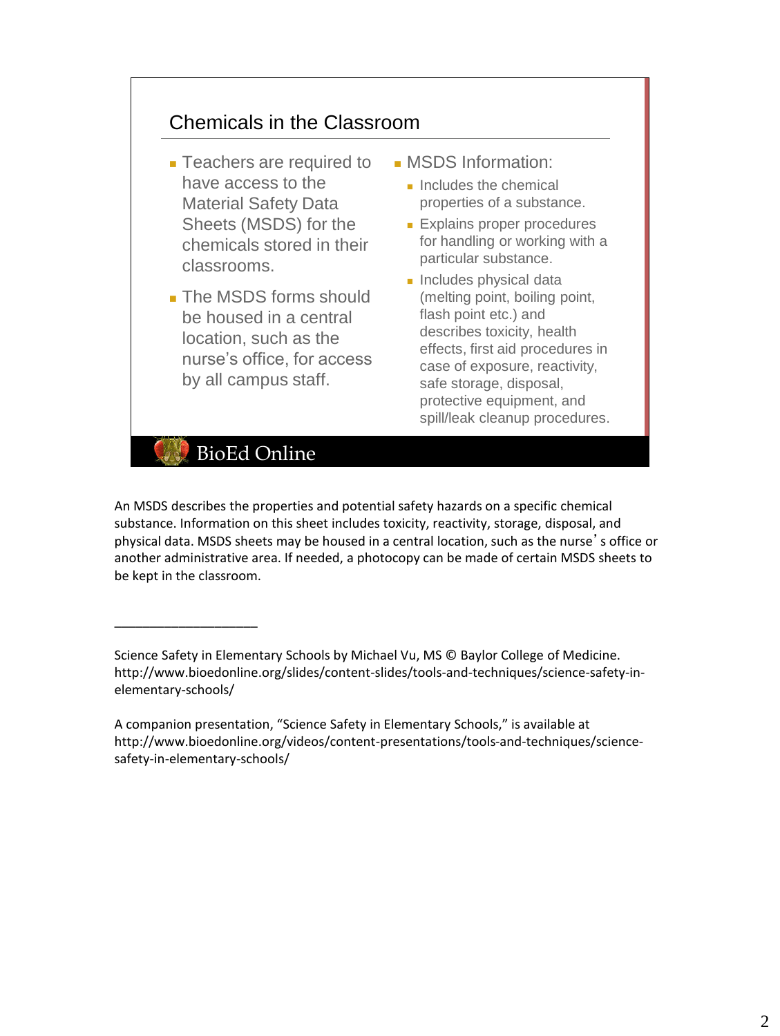## Chemicals in the Classroom

- Teachers are required to have access to the Material Safety Data Sheets (MSDS) for the chemicals stored in their classrooms.
- The MSDS forms should be housed in a central location, such as the nurse's office, for access by all campus staff.

- MSDS Information:
  - Includes the chemical properties of a substance.
  - Explains proper procedures for handling or working with a particular substance.
  - Includes physical data (melting point, boiling point, flash point etc.) and describes toxicity, health effects, first aid procedures in case of exposure, reactivity, safe storage, disposal, protective equipment, and spill/leak cleanup procedures.

BioEd Online

An MSDS describes the properties and potential safety hazards on a specific chemical substance. Information on this sheet includes toxicity, reactivity, storage, disposal, and physical data. MSDS sheets may be housed in a central location, such as the nurse's office or another administrative area. If needed, a photocopy can be made of certain MSDS sheets to be kept in the classroom.

---

Science Safety in Elementary Schools by Michael Vu, MS © Baylor College of Medicine. http://www.bioedonline.org/slides/content-slides/tools-and-techniques/science-safety-in-elementary-schools/

A companion presentation, "Science Safety in Elementary Schools," is available at http://www.bioedonline.org/videos/content-presentations/tools-and-techniques/science-safety-in-elementary-schools/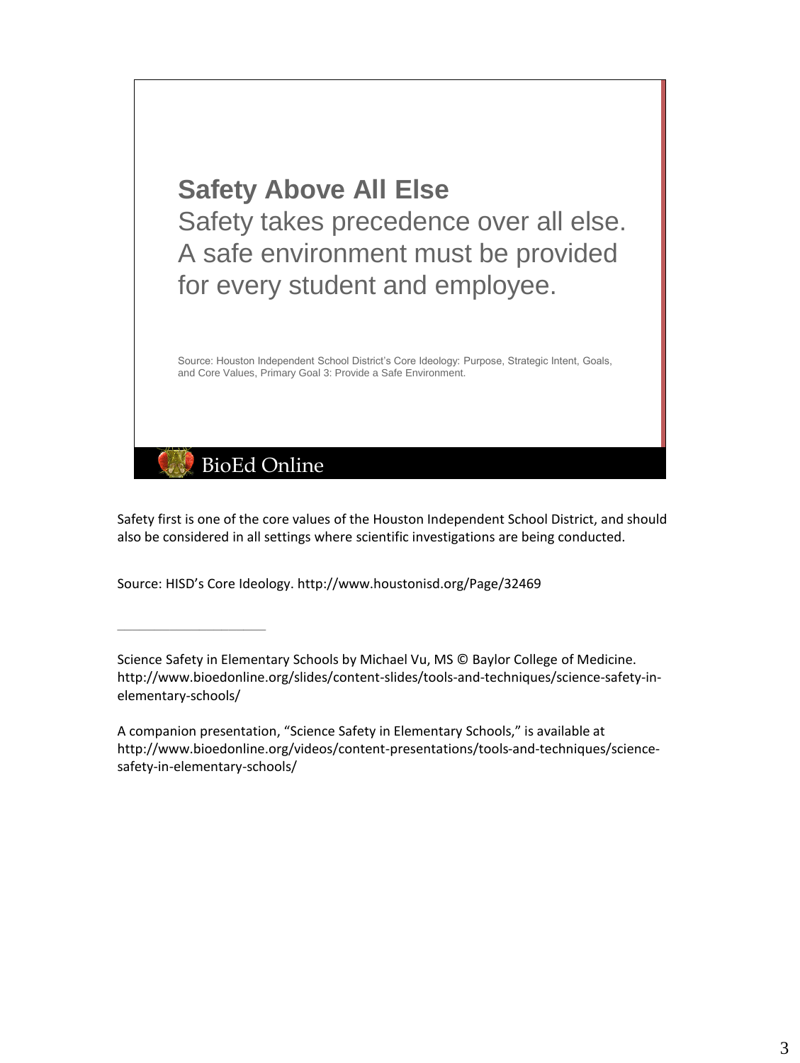## Safety Above All Else

Safety takes precedence over all else. A safe environment must be provided for every student and employee.

Source: Houston Independent School District's Core Ideology: Purpose, Strategic Intent, Goals, and Core Values, Primary Goal 3: Provide a Safe Environment.

BioEd Online

Safety first is one of the core values of the Houston Independent School District, and should also be considered in all settings where scientific investigations are being conducted.

Source: HISD's Core Ideology. http://www.houstonisd.org/Page/32469

---

Science Safety in Elementary Schools by Michael Vu, MS © Baylor College of Medicine. http://www.bioedonline.org/slides/content-slides/tools-and-techniques/science-safety-in-elementary-schools/

A companion presentation, "Science Safety in Elementary Schools," is available at http://www.bioedonline.org/videos/content-presentations/tools-and-techniques/science-safety-in-elementary-schools/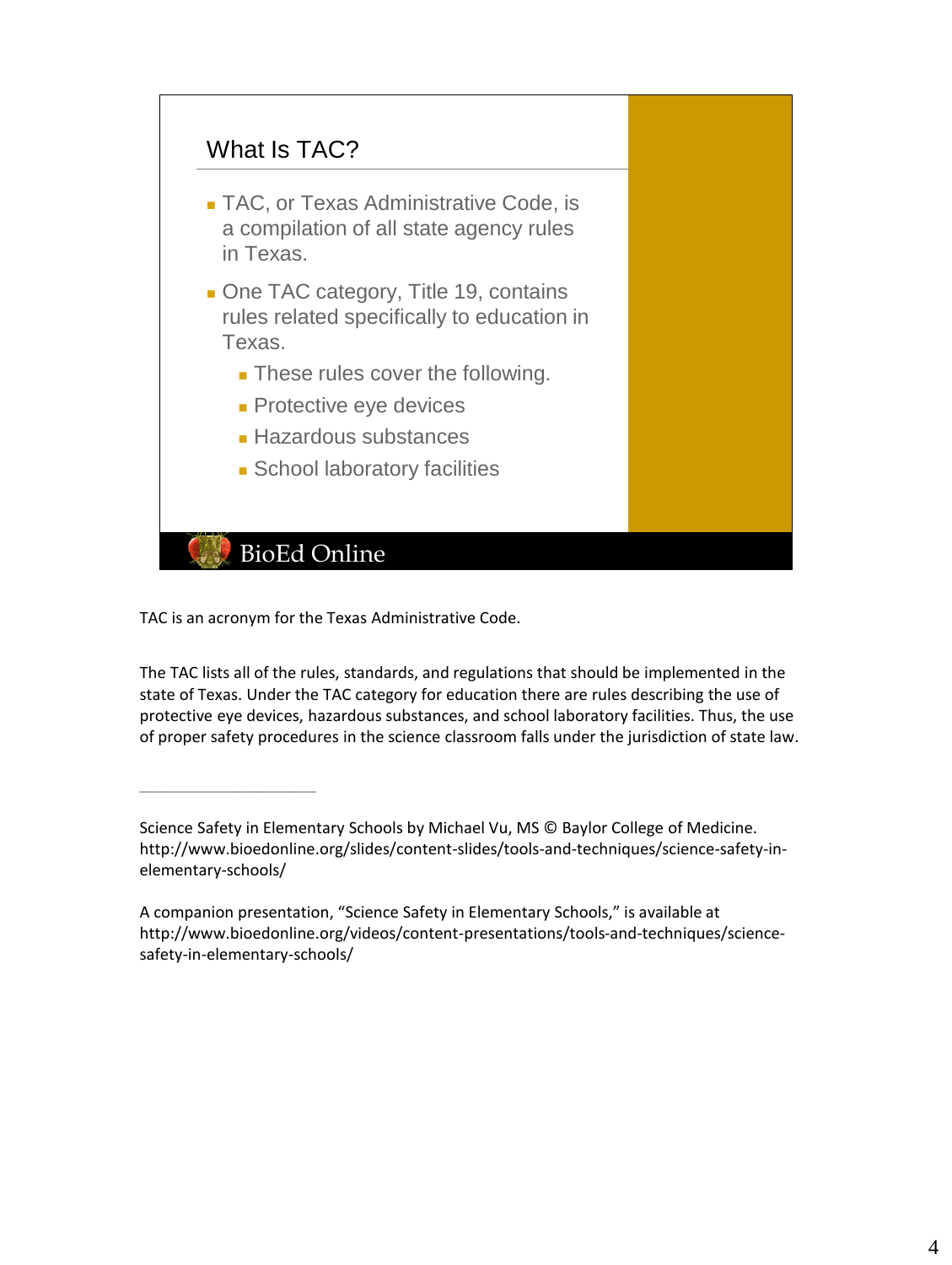## What Is TAC?

- TAC, or Texas Administrative Code, is a compilation of all state agency rules in Texas.
- One TAC category, Title 19, contains rules related specifically to education in Texas.
  - These rules cover the following.
  - Protective eye devices
  - Hazardous substances
  - School laboratory facilities

BioEd Online

TAC is an acronym for the Texas Administrative Code.

The TAC lists all of the rules, standards, and regulations that should be implemented in the state of Texas. Under the TAC category for education there are rules describing the use of protective eye devices, hazardous substances, and school laboratory facilities. Thus, the use of proper safety procedures in the science classroom falls under the jurisdiction of state law.

---

Science Safety in Elementary Schools by Michael Vu, MS © Baylor College of Medicine. http://www.bioedonline.org/slides/content-slides/tools-and-techniques/science-safety-in-elementary-schools/

A companion presentation, "Science Safety in Elementary Schools," is available at http://www.bioedonline.org/videos/content-presentations/tools-and-techniques/science-safety-in-elementary-schools/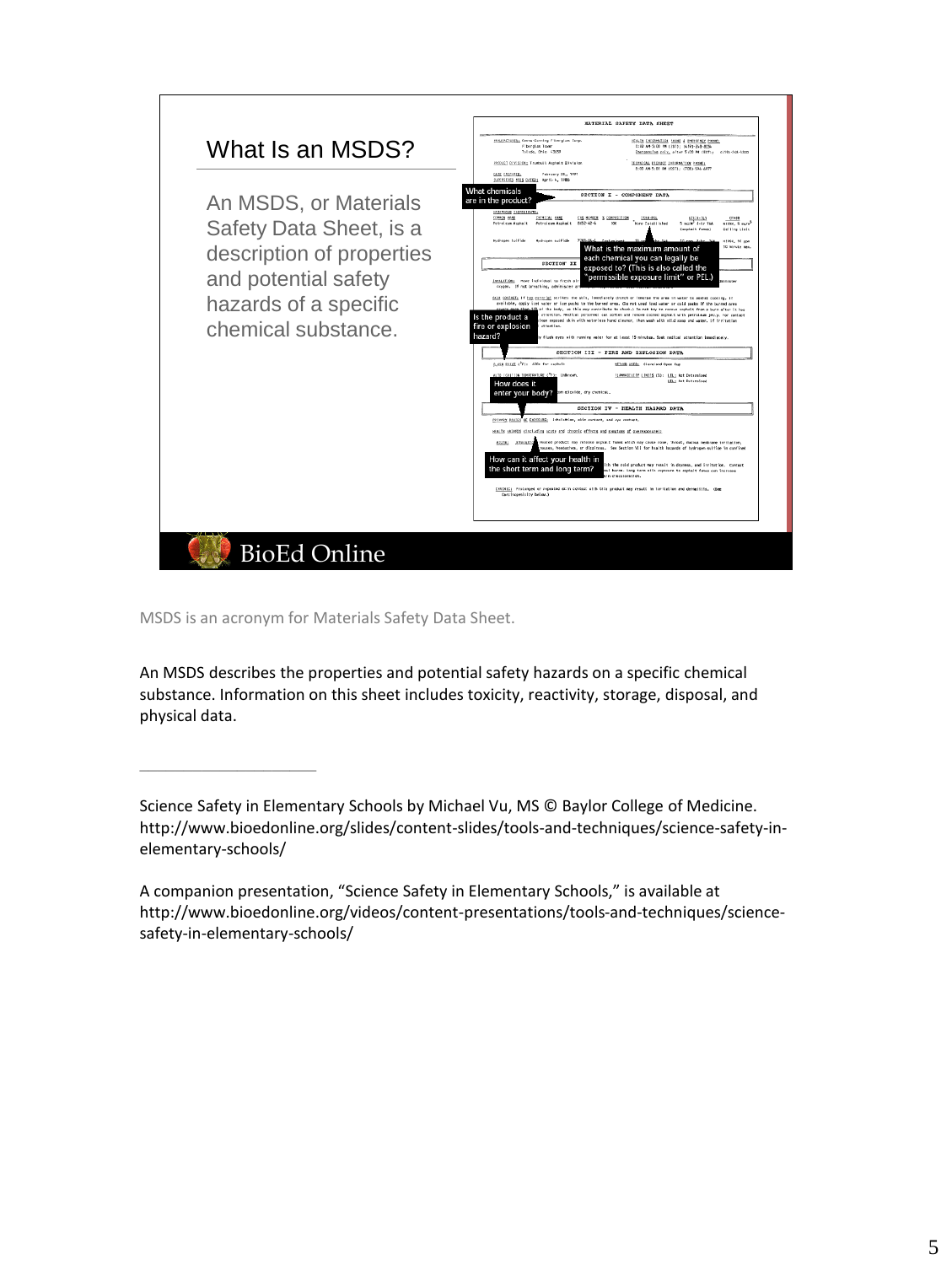## What Is an MSDS?

An MSDS, or Materials Safety Data Sheet, is a description of properties and potential safety hazards of a specific chemical substance.

What chemicals are in the product?

What is the maximum amount of each chemical you can legally be exposed to? (This is also called the "permissible exposure limit" or PEL.)

Is the product a fire or explosion hazard?

How does it enter your body?

How can it affect your health in the short term and long term?

BioEd Online

MSDS is an acronym for Materials Safety Data Sheet.

An MSDS describes the properties and potential safety hazards on a specific chemical substance. Information on this sheet includes toxicity, reactivity, storage, disposal, and physical data.

---

Science Safety in Elementary Schools by Michael Vu, MS © Baylor College of Medicine. http://www.bioedonline.org/slides/content-slides/tools-and-techniques/science-safety-in-elementary-schools/

A companion presentation, "Science Safety in Elementary Schools," is available at http://www.bioedonline.org/videos/content-presentations/tools-and-techniques/science-safety-in-elementary-schools/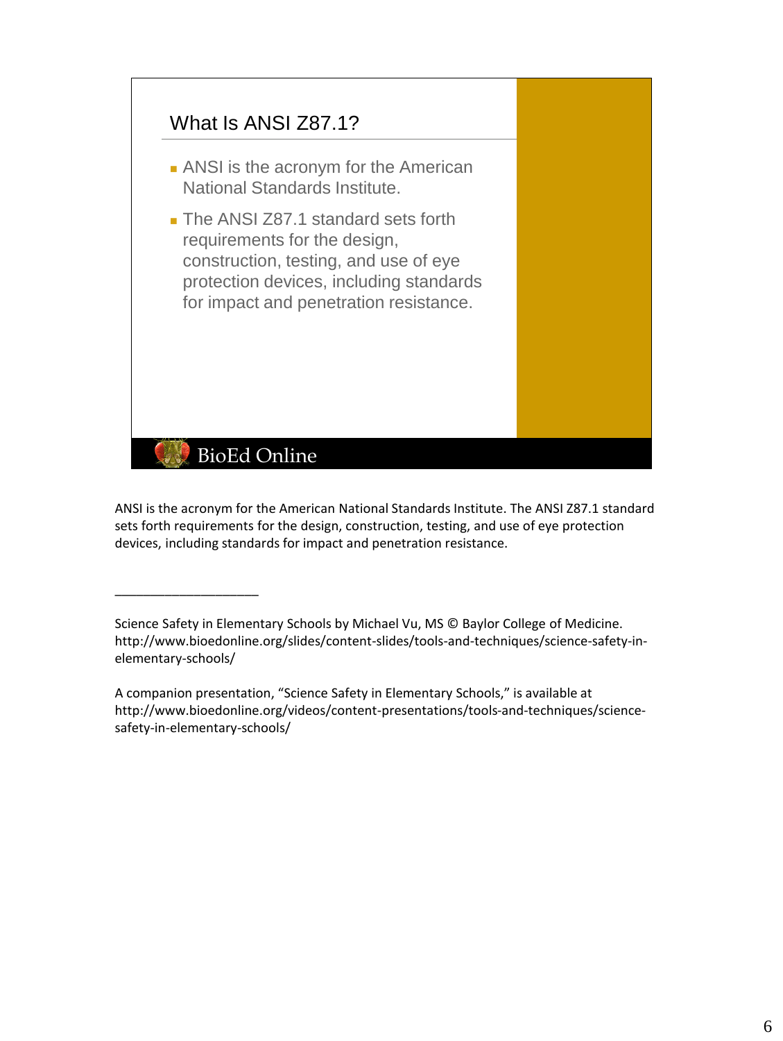## What Is ANSI Z87.1?

- ANSI is the acronym for the American National Standards Institute.
- The ANSI Z87.1 standard sets forth requirements for the design, construction, testing, and use of eye protection devices, including standards for impact and penetration resistance.

BioEd Online

ANSI is the acronym for the American National Standards Institute. The ANSI Z87.1 standard sets forth requirements for the design, construction, testing, and use of eye protection devices, including standards for impact and penetration resistance.

___________________

Science Safety in Elementary Schools by Michael Vu, MS © Baylor College of Medicine. http://www.bioedonline.org/slides/content-slides/tools-and-techniques/science-safety-in-elementary-schools/

A companion presentation, "Science Safety in Elementary Schools," is available at http://www.bioedonline.org/videos/content-presentations/tools-and-techniques/science-safety-in-elementary-schools/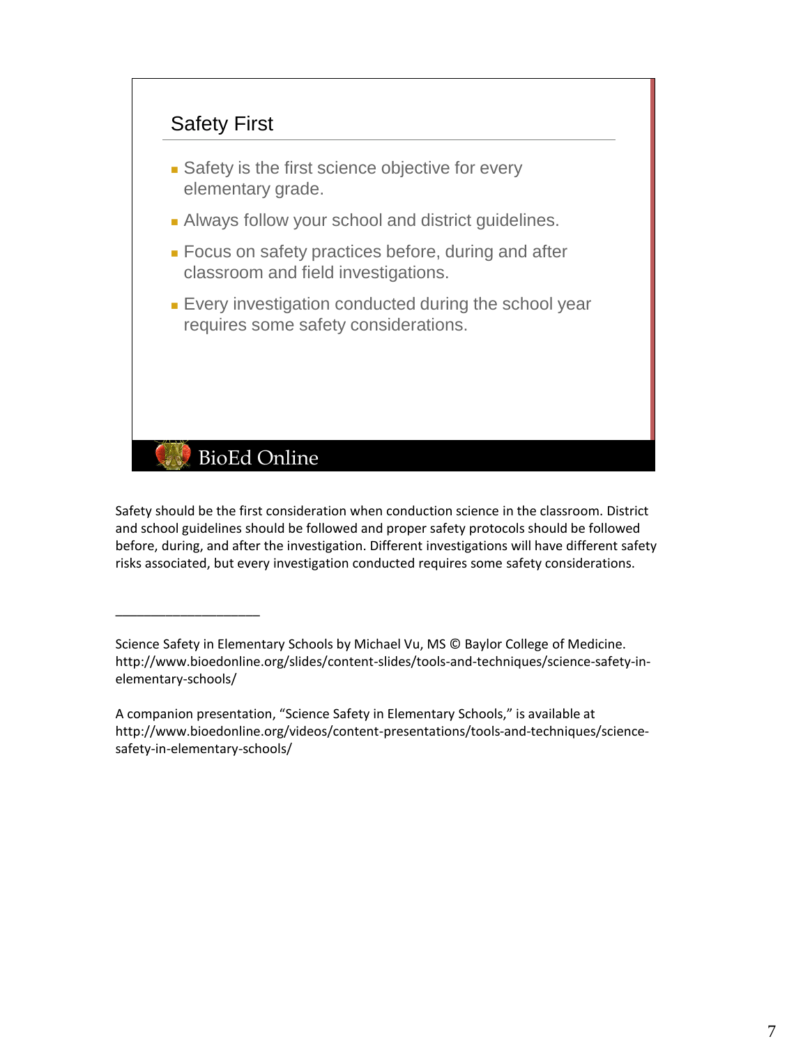## Safety First

- Safety is the first science objective for every elementary grade.
- Always follow your school and district guidelines.
- Focus on safety practices before, during and after classroom and field investigations.
- Every investigation conducted during the school year requires some safety considerations.

BioEd Online

Safety should be the first consideration when conduction science in the classroom. District and school guidelines should be followed and proper safety protocols should be followed before, during, and after the investigation. Different investigations will have different safety risks associated, but every investigation conducted requires some safety considerations.

---

Science Safety in Elementary Schools by Michael Vu, MS © Baylor College of Medicine. http://www.bioedonline.org/slides/content-slides/tools-and-techniques/science-safety-in-elementary-schools/

A companion presentation, "Science Safety in Elementary Schools," is available at http://www.bioedonline.org/videos/content-presentations/tools-and-techniques/science-safety-in-elementary-schools/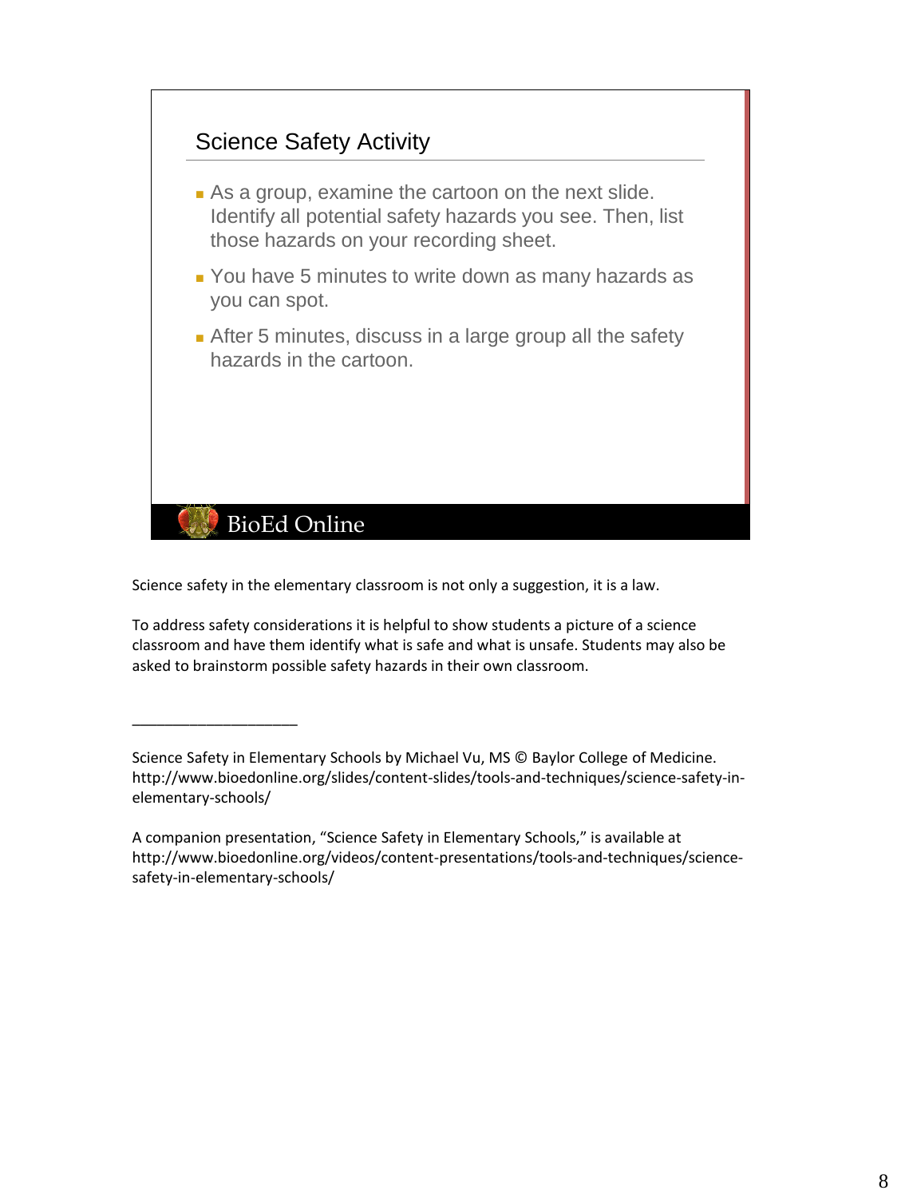## Science Safety Activity

- As a group, examine the cartoon on the next slide. Identify all potential safety hazards you see. Then, list those hazards on your recording sheet.
- You have 5 minutes to write down as many hazards as you can spot.
- After 5 minutes, discuss in a large group all the safety hazards in the cartoon.

BioEd Online

Science safety in the elementary classroom is not only a suggestion, it is a law.

To address safety considerations it is helpful to show students a picture of a science classroom and have them identify what is safe and what is unsafe. Students may also be asked to brainstorm possible safety hazards in their own classroom.

---

Science Safety in Elementary Schools by Michael Vu, MS © Baylor College of Medicine. http://www.bioedonline.org/slides/content-slides/tools-and-techniques/science-safety-in-elementary-schools/

A companion presentation, "Science Safety in Elementary Schools," is available at http://www.bioedonline.org/videos/content-presentations/tools-and-techniques/science-safety-in-elementary-schools/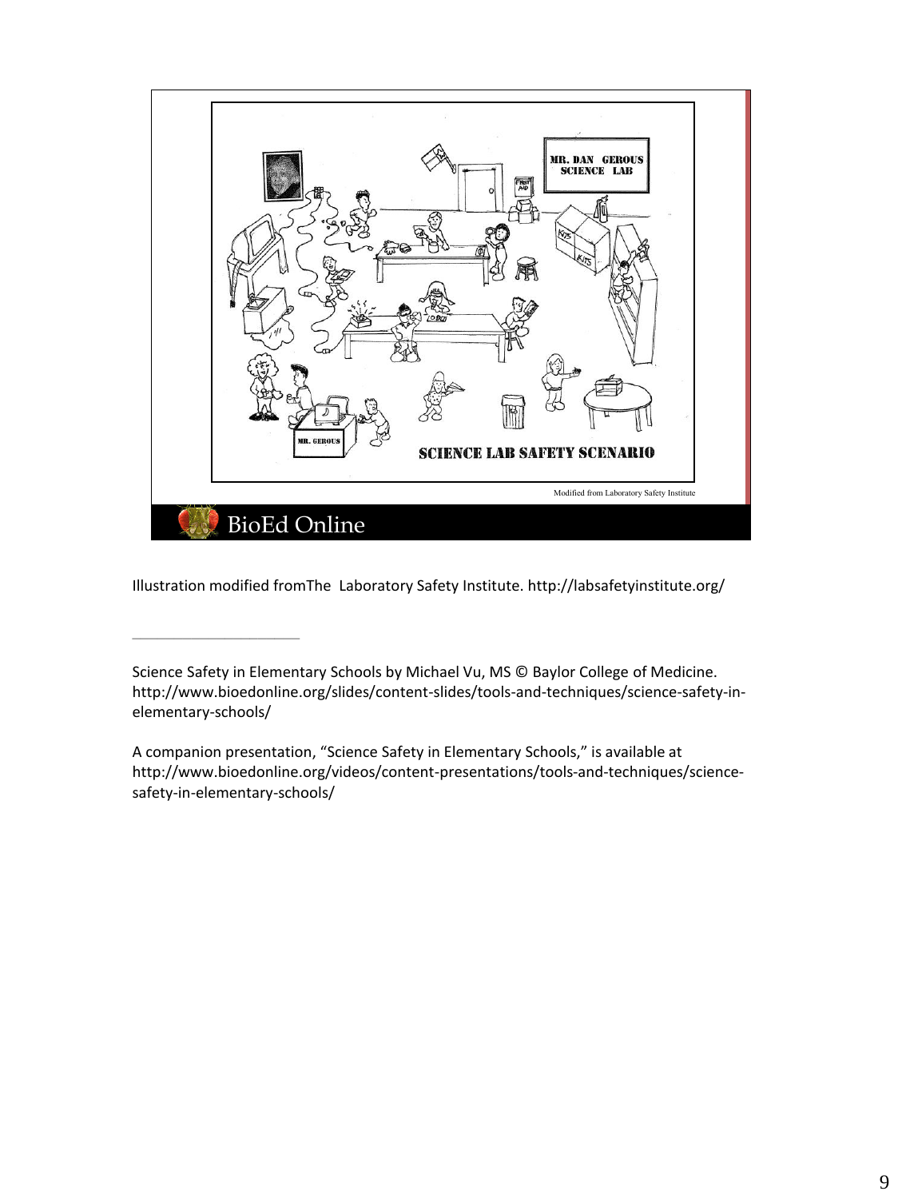Illustration modified fromThe  Laboratory Safety Institute. http://labsafetyinstitute.org/

---

Science Safety in Elementary Schools by Michael Vu, MS © Baylor College of Medicine. http://www.bioedonline.org/slides/content-slides/tools-and-techniques/science-safety-in-elementary-schools/

A companion presentation, "Science Safety in Elementary Schools," is available at http://www.bioedonline.org/videos/content-presentations/tools-and-techniques/science-safety-in-elementary-schools/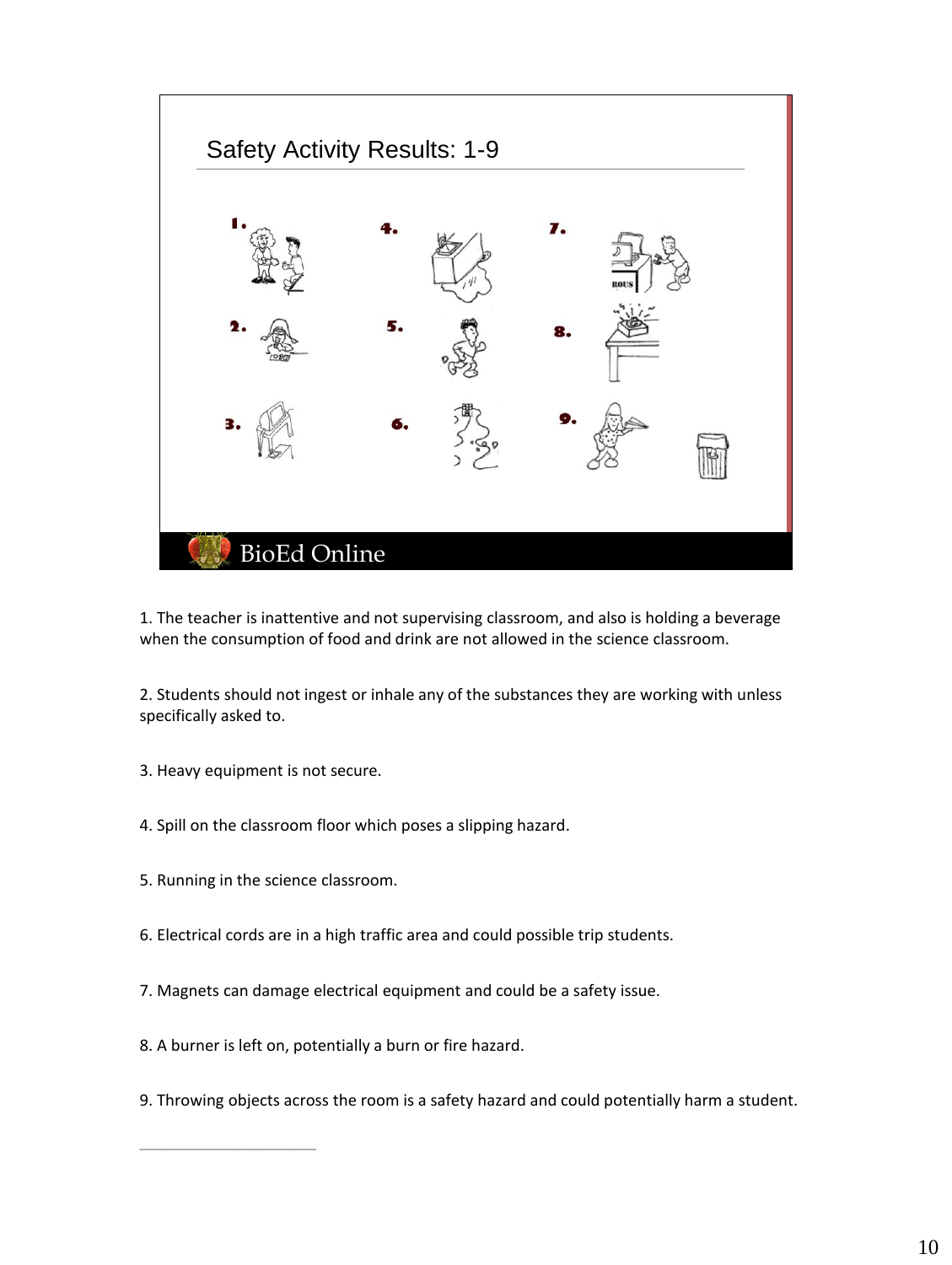## Safety Activity Results: 1-9

1. The teacher is inattentive and not supervising classroom, and also is holding a beverage when the consumption of food and drink are not allowed in the science classroom.

2. Students should not ingest or inhale any of the substances they are working with unless specifically asked to.

3. Heavy equipment is not secure.

4. Spill on the classroom floor which poses a slipping hazard.

5. Running in the science classroom.

6. Electrical cords are in a high traffic area and could possible trip students.

7. Magnets can damage electrical equipment and could be a safety issue.

8. A burner is left on, potentially a burn or fire hazard.

9. Throwing objects across the room is a safety hazard and could potentially harm a student.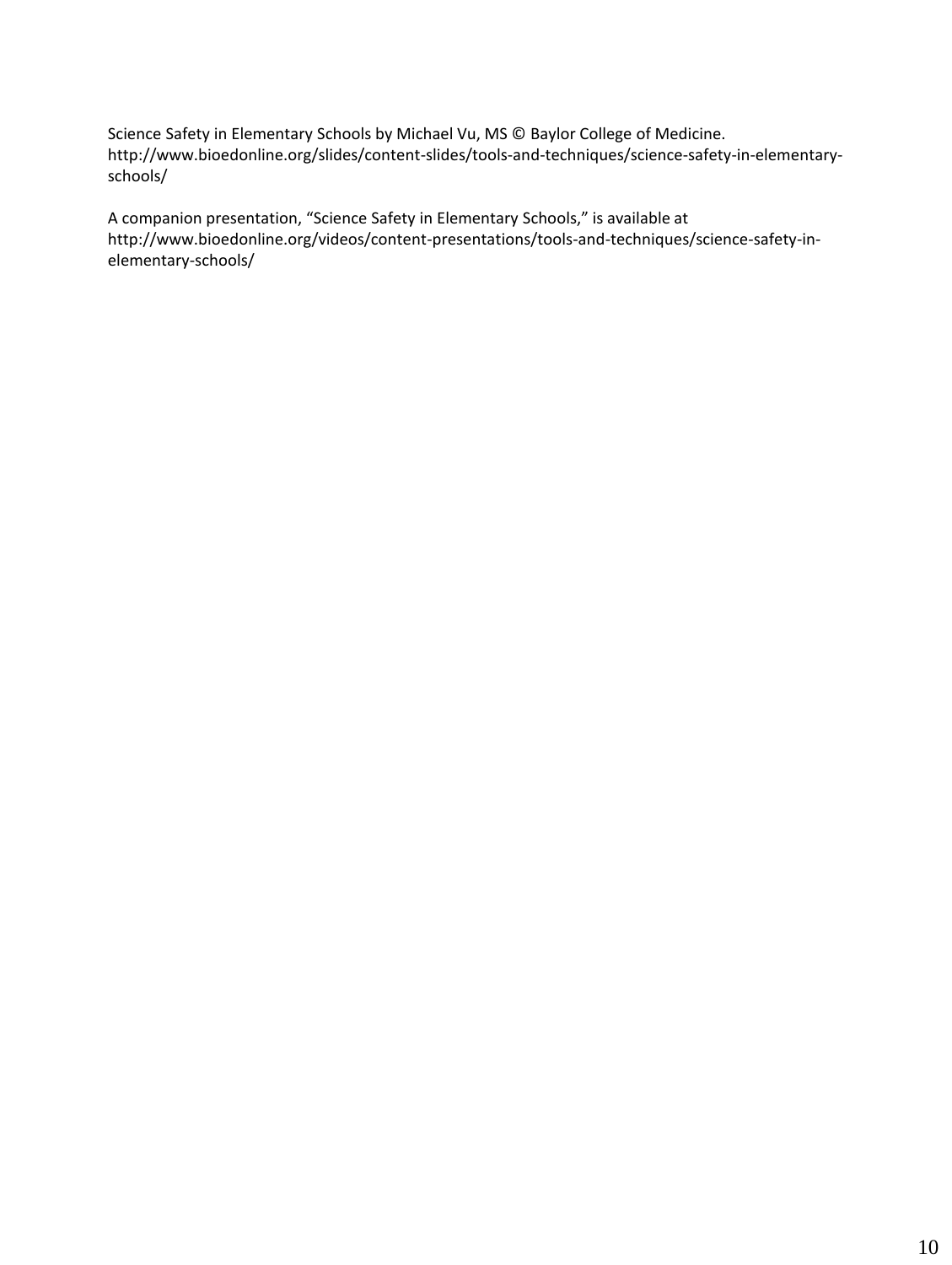Science Safety in Elementary Schools by Michael Vu, MS © Baylor College of Medicine. http://www.bioedonline.org/slides/content-slides/tools-and-techniques/science-safety-in-elementary-schools/

A companion presentation, "Science Safety in Elementary Schools," is available at http://www.bioedonline.org/videos/content-presentations/tools-and-techniques/science-safety-in-elementary-schools/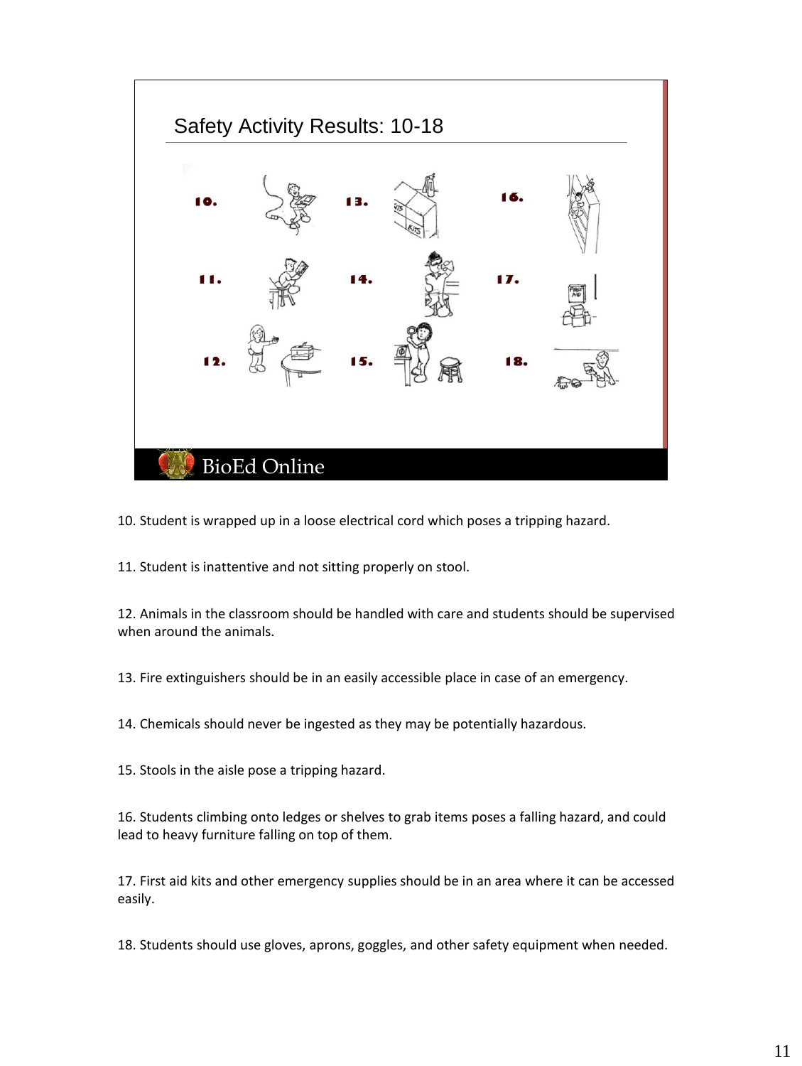## Safety Activity Results: 10-18

10. 13. 16.

11. 14. 17.

12. 15. 18.

BioEd Online

10. Student is wrapped up in a loose electrical cord which poses a tripping hazard.

11. Student is inattentive and not sitting properly on stool.

12. Animals in the classroom should be handled with care and students should be supervised when around the animals.

13. Fire extinguishers should be in an easily accessible place in case of an emergency.

14. Chemicals should never be ingested as they may be potentially hazardous.

15. Stools in the aisle pose a tripping hazard.

16. Students climbing onto ledges or shelves to grab items poses a falling hazard, and could lead to heavy furniture falling on top of them.

17. First aid kits and other emergency supplies should be in an area where it can be accessed easily.

18. Students should use gloves, aprons, goggles, and other safety equipment when needed.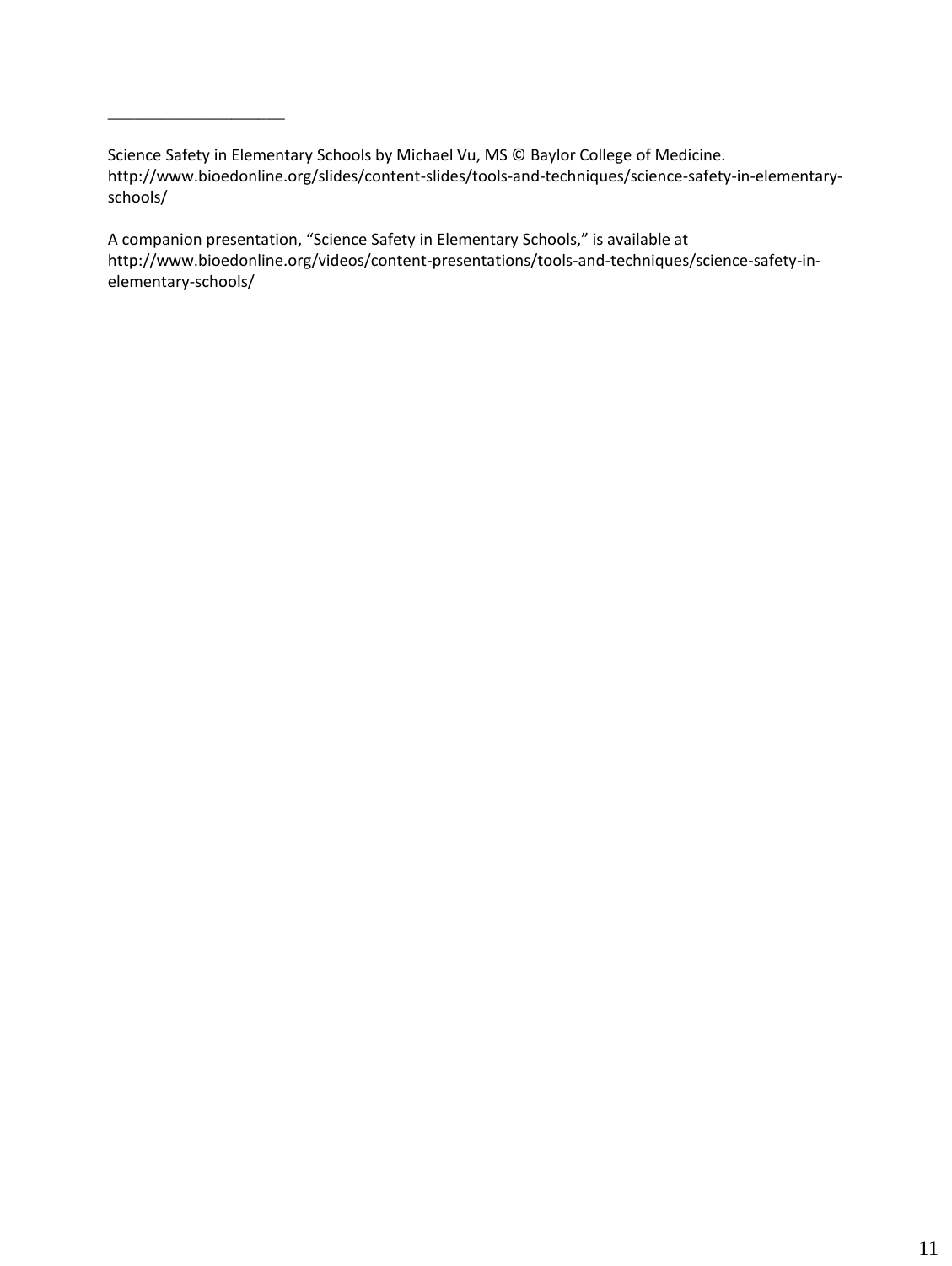____________________

Science Safety in Elementary Schools by Michael Vu, MS © Baylor College of Medicine. http://www.bioedonline.org/slides/content-slides/tools-and-techniques/science-safety-in-elementary-schools/

A companion presentation, “Science Safety in Elementary Schools,” is available at http://www.bioedonline.org/videos/content-presentations/tools-and-techniques/science-safety-in-elementary-schools/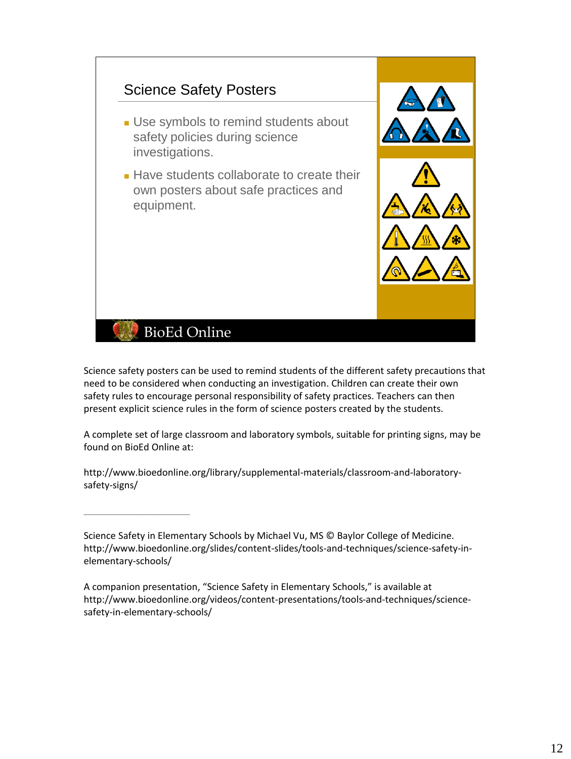## Science Safety Posters

- Use symbols to remind students about safety policies during science investigations.
- Have students collaborate to create their own posters about safe practices and equipment.

BioEd Online

Science safety posters can be used to remind students of the different safety precautions that need to be considered when conducting an investigation. Children can create their own safety rules to encourage personal responsibility of safety practices. Teachers can then present explicit science rules in the form of science posters created by the students.

A complete set of large classroom and laboratory symbols, suitable for printing signs, may be found on BioEd Online at:

http://www.bioedonline.org/library/supplemental-materials/classroom-and-laboratory-safety-signs/

---

Science Safety in Elementary Schools by Michael Vu, MS © Baylor College of Medicine. http://www.bioedonline.org/slides/content-slides/tools-and-techniques/science-safety-in-elementary-schools/

A companion presentation, "Science Safety in Elementary Schools," is available at http://www.bioedonline.org/videos/content-presentations/tools-and-techniques/science-safety-in-elementary-schools/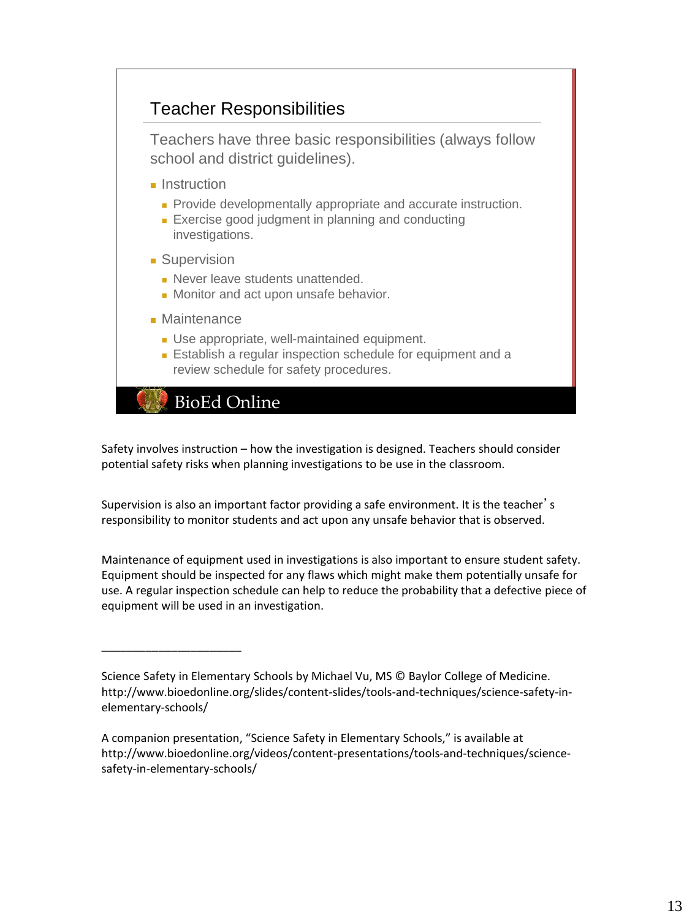## Teacher Responsibilities

Teachers have three basic responsibilities (always follow school and district guidelines).

- Instruction
  - Provide developmentally appropriate and accurate instruction.
  - Exercise good judgment in planning and conducting investigations.
- Supervision
  - Never leave students unattended.
  - Monitor and act upon unsafe behavior.
- Maintenance
  - Use appropriate, well-maintained equipment.
  - Establish a regular inspection schedule for equipment and a review schedule for safety procedures.

BioEd Online

Safety involves instruction – how the investigation is designed. Teachers should consider potential safety risks when planning investigations to be use in the classroom.

Supervision is also an important factor providing a safe environment. It is the teacher's responsibility to monitor students and act upon any unsafe behavior that is observed.

Maintenance of equipment used in investigations is also important to ensure student safety. Equipment should be inspected for any flaws which might make them potentially unsafe for use. A regular inspection schedule can help to reduce the probability that a defective piece of equipment will be used in an investigation.

______________________

Science Safety in Elementary Schools by Michael Vu, MS © Baylor College of Medicine. http://www.bioedonline.org/slides/content-slides/tools-and-techniques/science-safety-in-elementary-schools/

A companion presentation, "Science Safety in Elementary Schools," is available at http://www.bioedonline.org/videos/content-presentations/tools-and-techniques/science-safety-in-elementary-schools/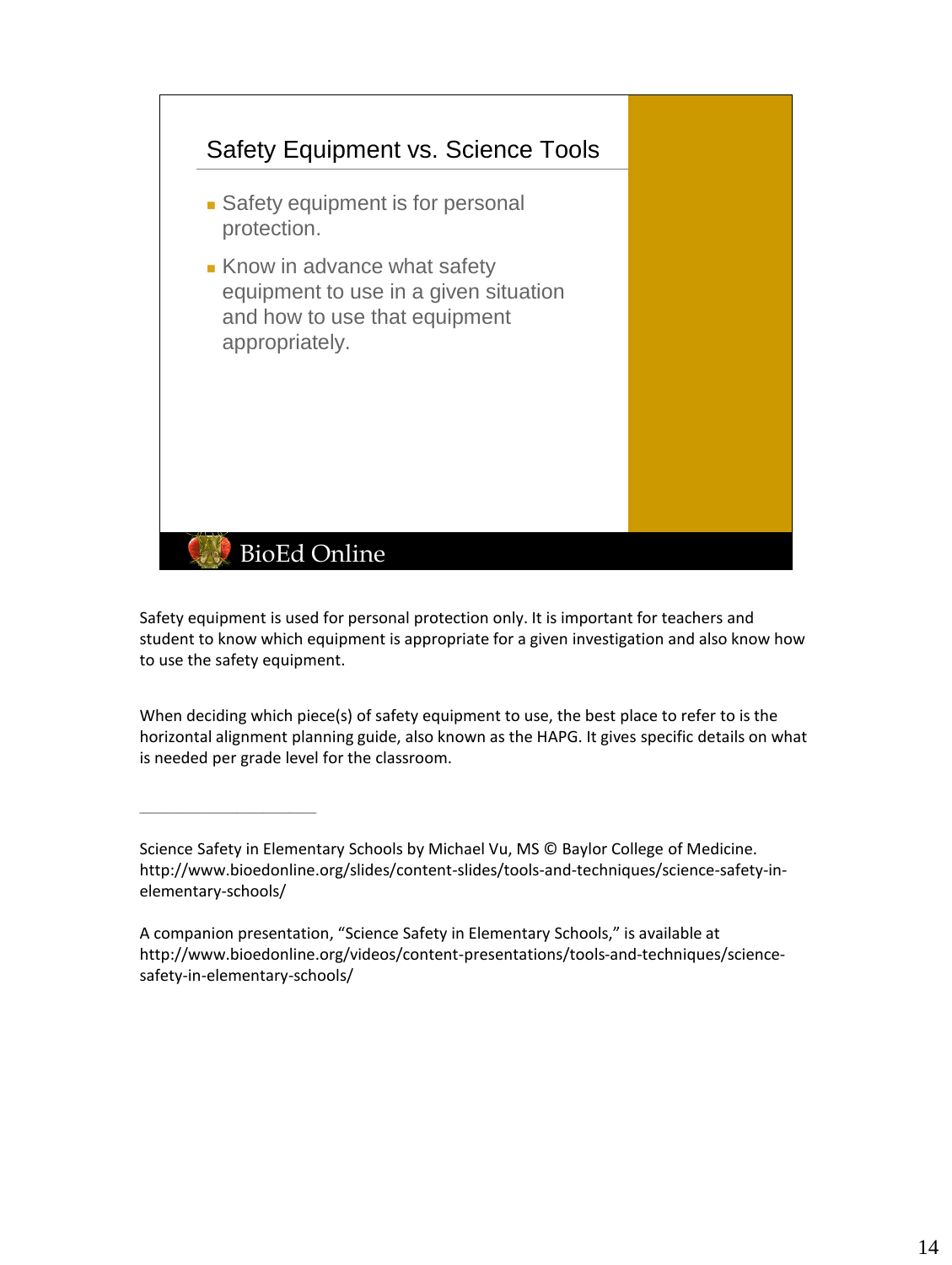## Safety Equipment vs. Science Tools

- Safety equipment is for personal protection.
- Know in advance what safety equipment to use in a given situation and how to use that equipment appropriately.

BioEd Online

Safety equipment is used for personal protection only. It is important for teachers and student to know which equipment is appropriate for a given investigation and also know how to use the safety equipment.

When deciding which piece(s) of safety equipment to use, the best place to refer to is the horizontal alignment planning guide, also known as the HAPG. It gives specific details on what is needed per grade level for the classroom.

---

Science Safety in Elementary Schools by Michael Vu, MS © Baylor College of Medicine. http://www.bioedonline.org/slides/content-slides/tools-and-techniques/science-safety-in-elementary-schools/

A companion presentation, "Science Safety in Elementary Schools," is available at http://www.bioedonline.org/videos/content-presentations/tools-and-techniques/science-safety-in-elementary-schools/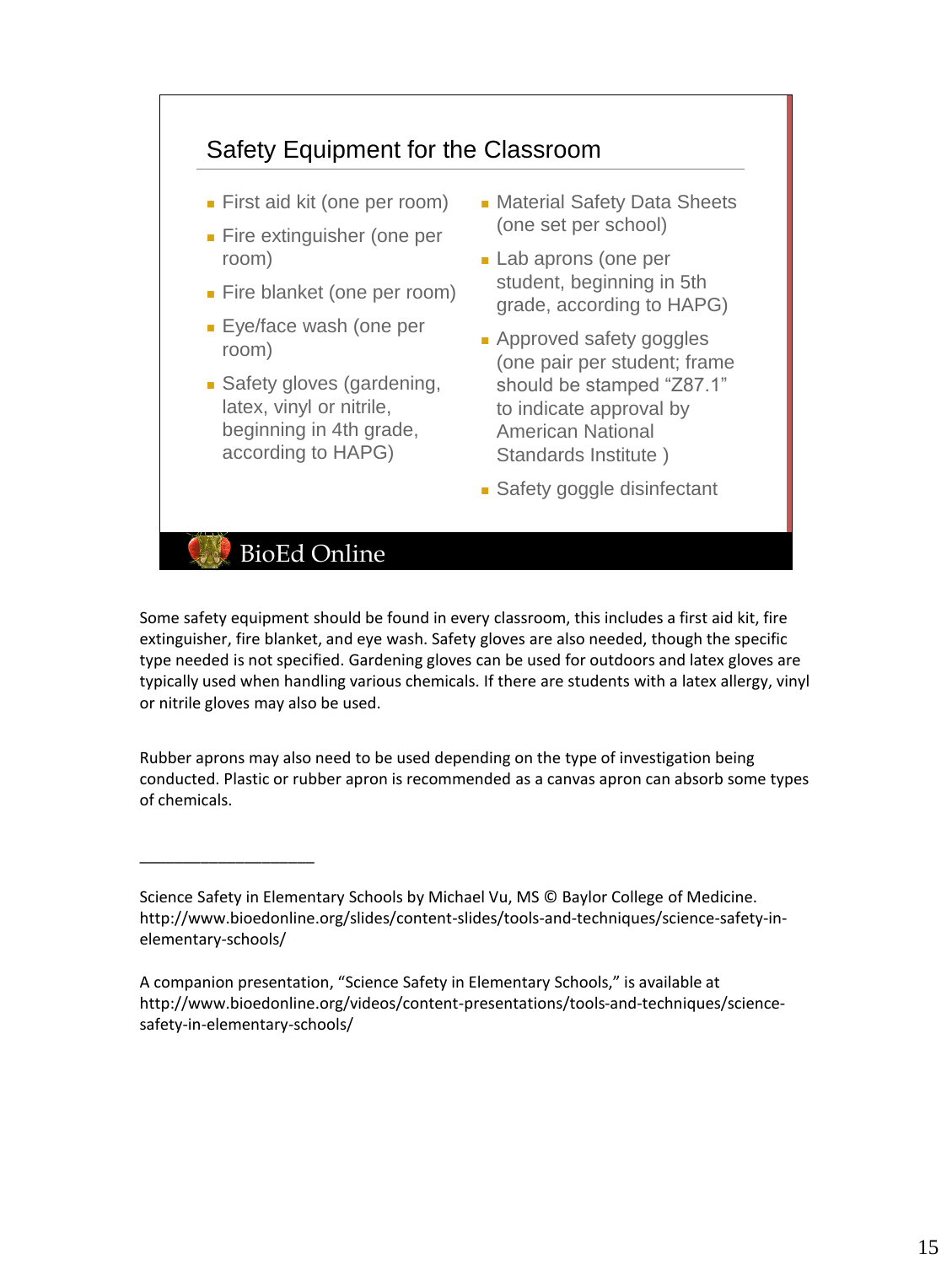## Safety Equipment for the Classroom

- First aid kit (one per room)
- Fire extinguisher (one per room)
- Fire blanket (one per room)
- Eye/face wash (one per room)
- Safety gloves (gardening, latex, vinyl or nitrile, beginning in 4th grade, according to HAPG)
- Material Safety Data Sheets (one set per school)
- Lab aprons (one per student, beginning in 5th grade, according to HAPG)
- Approved safety goggles (one pair per student; frame should be stamped "Z87.1" to indicate approval by American National Standards Institute )
- Safety goggle disinfectant

BioEd Online

Some safety equipment should be found in every classroom, this includes a first aid kit, fire extinguisher, fire blanket, and eye wash. Safety gloves are also needed, though the specific type needed is not specified. Gardening gloves can be used for outdoors and latex gloves are typically used when handling various chemicals. If there are students with a latex allergy, vinyl or nitrile gloves may also be used.

Rubber aprons may also need to be used depending on the type of investigation being conducted. Plastic or rubber apron is recommended as a canvas apron can absorb some types of chemicals.

____________________

Science Safety in Elementary Schools by Michael Vu, MS © Baylor College of Medicine. http://www.bioedonline.org/slides/content-slides/tools-and-techniques/science-safety-in-elementary-schools/

A companion presentation, "Science Safety in Elementary Schools," is available at http://www.bioedonline.org/videos/content-presentations/tools-and-techniques/science-safety-in-elementary-schools/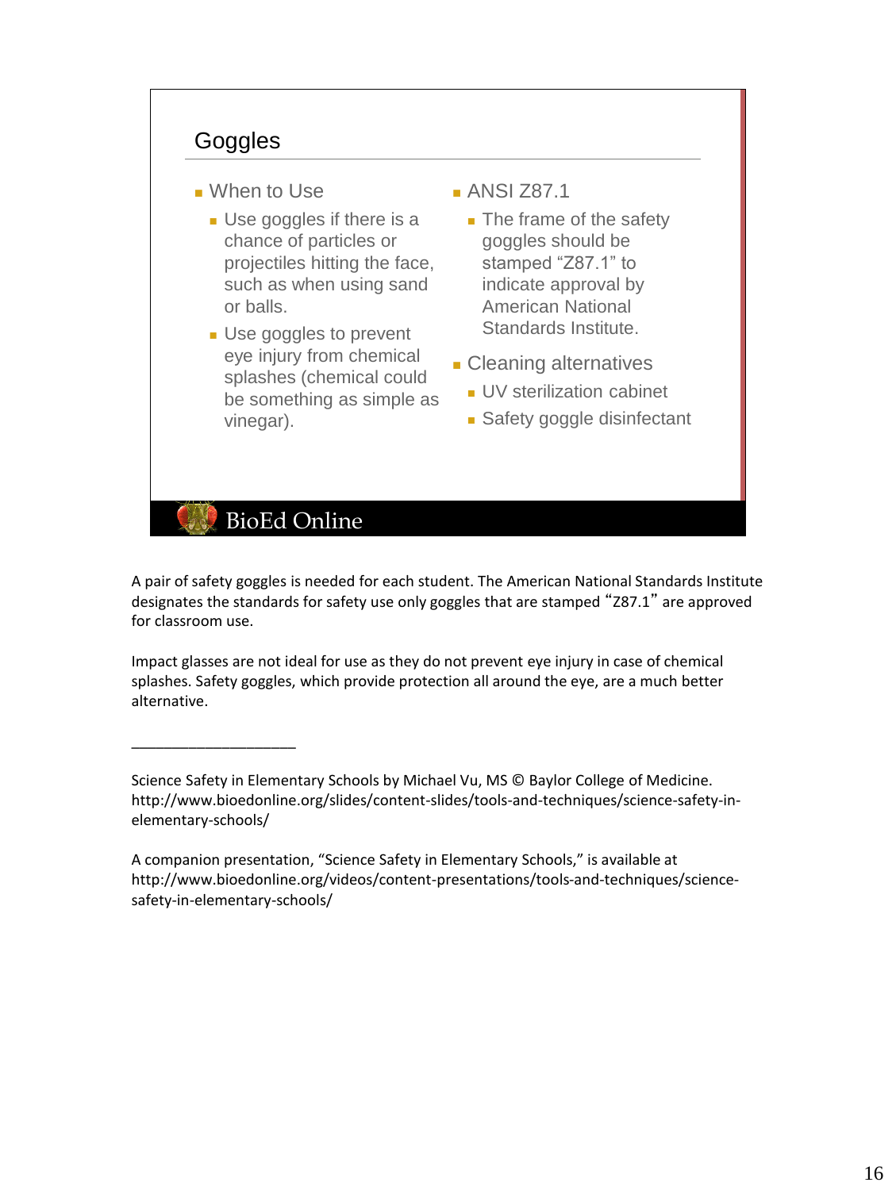## Goggles

- When to Use
  - Use goggles if there is a chance of particles or projectiles hitting the face, such as when using sand or balls.
  - Use goggles to prevent eye injury from chemical splashes (chemical could be something as simple as vinegar).
- ANSI Z87.1
  - The frame of the safety goggles should be stamped “Z87.1” to indicate approval by American National Standards Institute.
- Cleaning alternatives
  - UV sterilization cabinet
  - Safety goggle disinfectant

BioEd Online

A pair of safety goggles is needed for each student. The American National Standards Institute designates the standards for safety use only goggles that are stamped “Z87.1” are approved for classroom use.

Impact glasses are not ideal for use as they do not prevent eye injury in case of chemical splashes. Safety goggles, which provide protection all around the eye, are a much better alternative.

___________________

Science Safety in Elementary Schools by Michael Vu, MS © Baylor College of Medicine. http://www.bioedonline.org/slides/content-slides/tools-and-techniques/science-safety-in-elementary-schools/

A companion presentation, “Science Safety in Elementary Schools,” is available at http://www.bioedonline.org/videos/content-presentations/tools-and-techniques/science-safety-in-elementary-schools/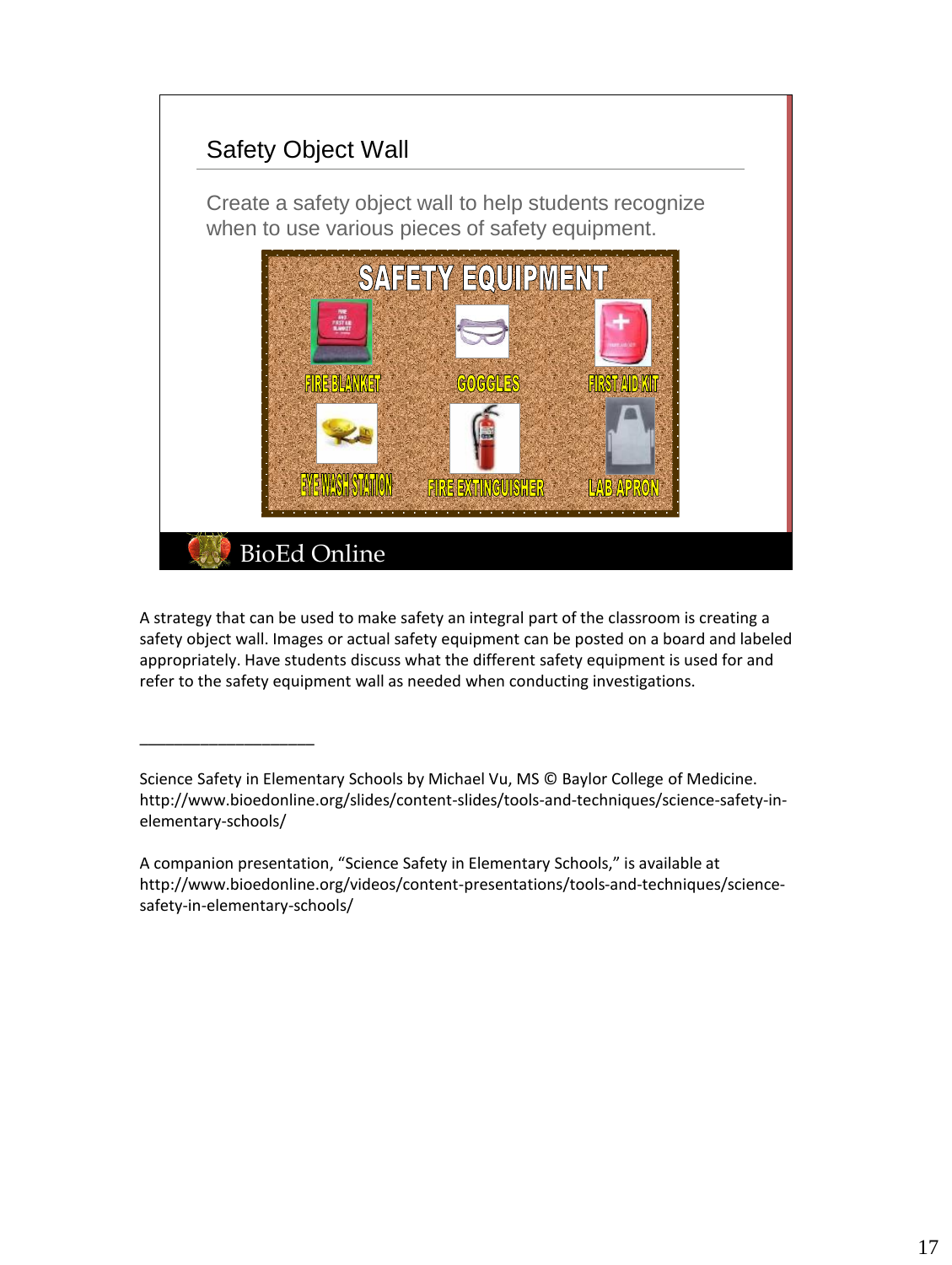## Safety Object Wall

Create a safety object wall to help students recognize when to use various pieces of safety equipment.

SAFETY EQUIPMENT

FIRE BLANKET GOGGLES FIRST AID KIT

EYE WASH STATION FIRE EXTINGUISHER LAB APRON

BioEd Online

A strategy that can be used to make safety an integral part of the classroom is creating a safety object wall. Images or actual safety equipment can be posted on a board and labeled appropriately. Have students discuss what the different safety equipment is used for and refer to the safety equipment wall as needed when conducting investigations.

---

Science Safety in Elementary Schools by Michael Vu, MS © Baylor College of Medicine. http://www.bioedonline.org/slides/content-slides/tools-and-techniques/science-safety-in-elementary-schools/

A companion presentation, "Science Safety in Elementary Schools," is available at http://www.bioedonline.org/videos/content-presentations/tools-and-techniques/science-safety-in-elementary-schools/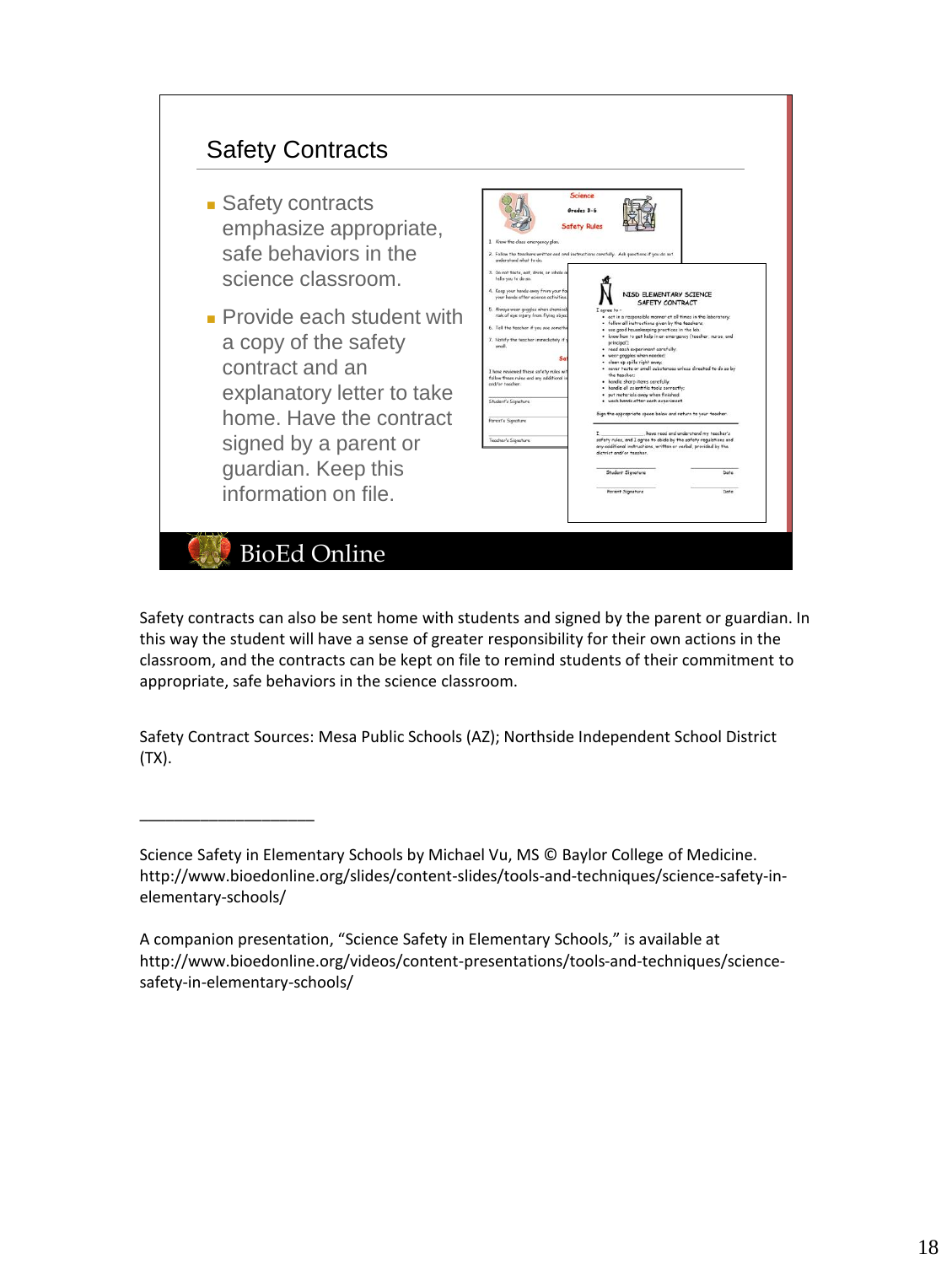## Safety Contracts

- Safety contracts emphasize appropriate, safe behaviors in the science classroom.
- Provide each student with a copy of the safety contract and an explanatory letter to take home. Have the contract signed by a parent or guardian. Keep this information on file.

BioEd Online

Safety contracts can also be sent home with students and signed by the parent or guardian. In this way the student will have a sense of greater responsibility for their own actions in the classroom, and the contracts can be kept on file to remind students of their commitment to appropriate, safe behaviors in the science classroom.

Safety Contract Sources: Mesa Public Schools (AZ); Northside Independent School District (TX).

____________________

Science Safety in Elementary Schools by Michael Vu, MS © Baylor College of Medicine. http://www.bioedonline.org/slides/content-slides/tools-and-techniques/science-safety-in-elementary-schools/

A companion presentation, "Science Safety in Elementary Schools," is available at http://www.bioedonline.org/videos/content-presentations/tools-and-techniques/science-safety-in-elementary-schools/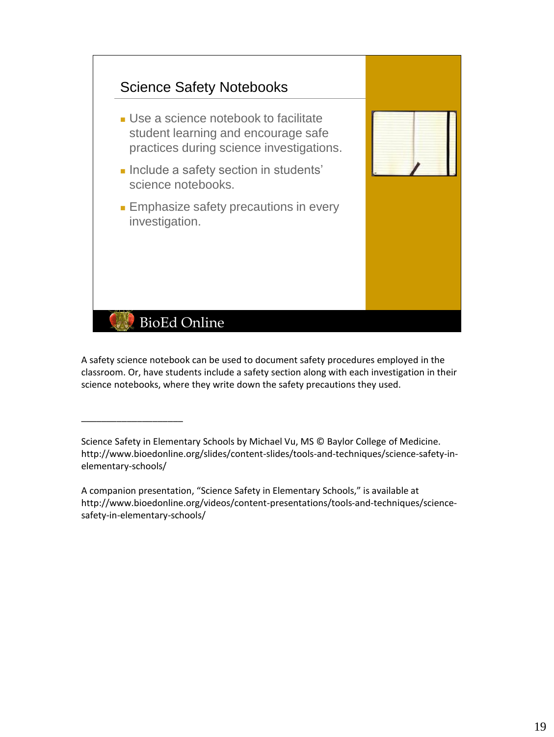## Science Safety Notebooks

- Use a science notebook to facilitate student learning and encourage safe practices during science investigations.
- Include a safety section in students' science notebooks.
- Emphasize safety precautions in every investigation.

BioEd Online

A safety science notebook can be used to document safety procedures employed in the classroom. Or, have students include a safety section along with each investigation in their science notebooks, where they write down the safety precautions they used.

___________________

Science Safety in Elementary Schools by Michael Vu, MS © Baylor College of Medicine. http://www.bioedonline.org/slides/content-slides/tools-and-techniques/science-safety-in-elementary-schools/

A companion presentation, "Science Safety in Elementary Schools," is available at http://www.bioedonline.org/videos/content-presentations/tools-and-techniques/science-safety-in-elementary-schools/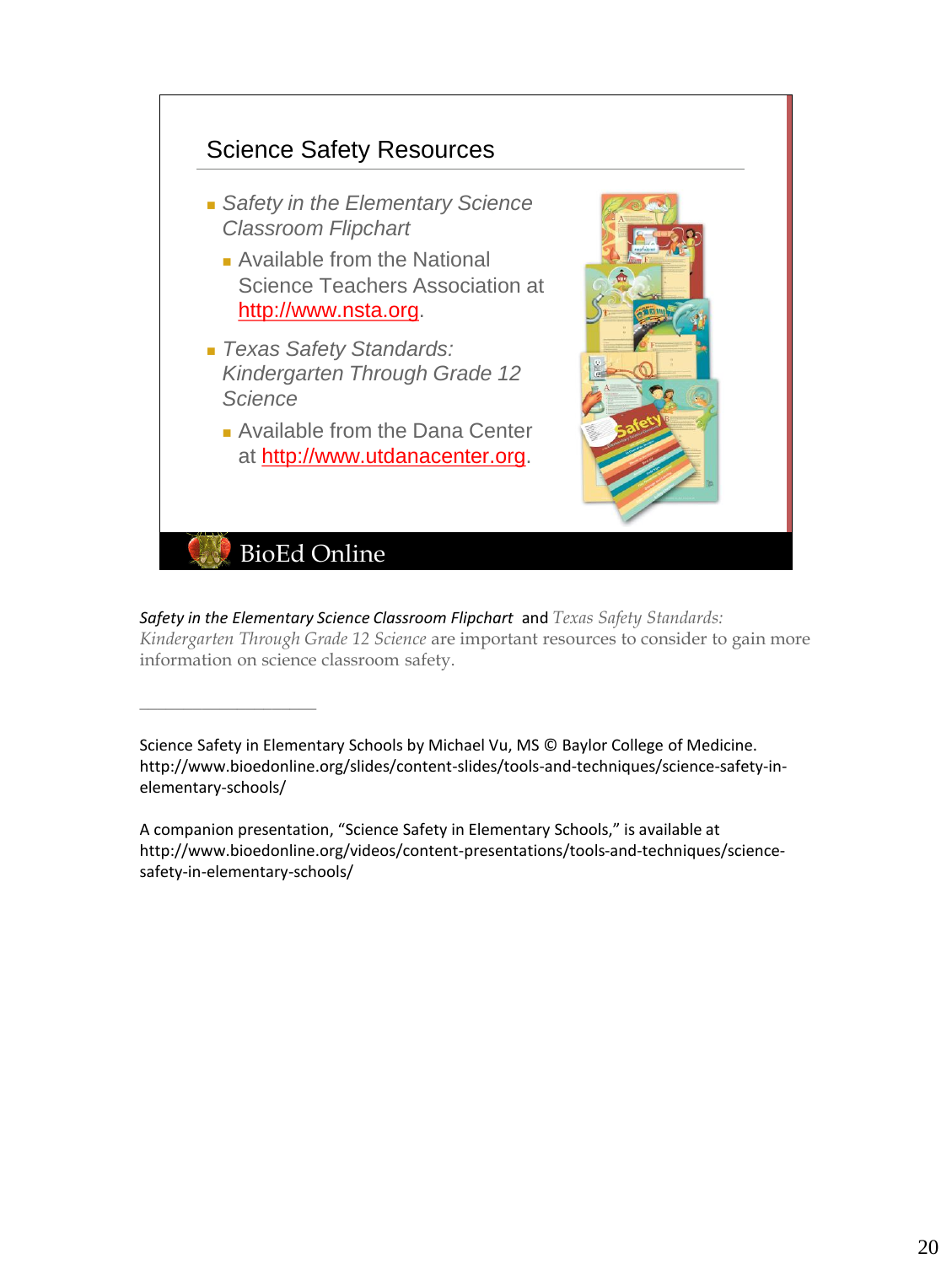## Science Safety Resources

- *Safety in the Elementary Science Classroom Flipchart*
  - Available from the National Science Teachers Association at http://www.nsta.org.
- *Texas Safety Standards: Kindergarten Through Grade 12 Science*
  - Available from the Dana Center at http://www.utdanacenter.org.

BioEd Online

*Safety in the Elementary Science Classroom Flipchart* and *Texas Safety Standards: Kindergarten Through Grade 12 Science* are important resources to consider to gain more information on science classroom safety.

---

Science Safety in Elementary Schools by Michael Vu, MS © Baylor College of Medicine. http://www.bioedonline.org/slides/content-slides/tools-and-techniques/science-safety-in-elementary-schools/

A companion presentation, "Science Safety in Elementary Schools," is available at http://www.bioedonline.org/videos/content-presentations/tools-and-techniques/science-safety-in-elementary-schools/